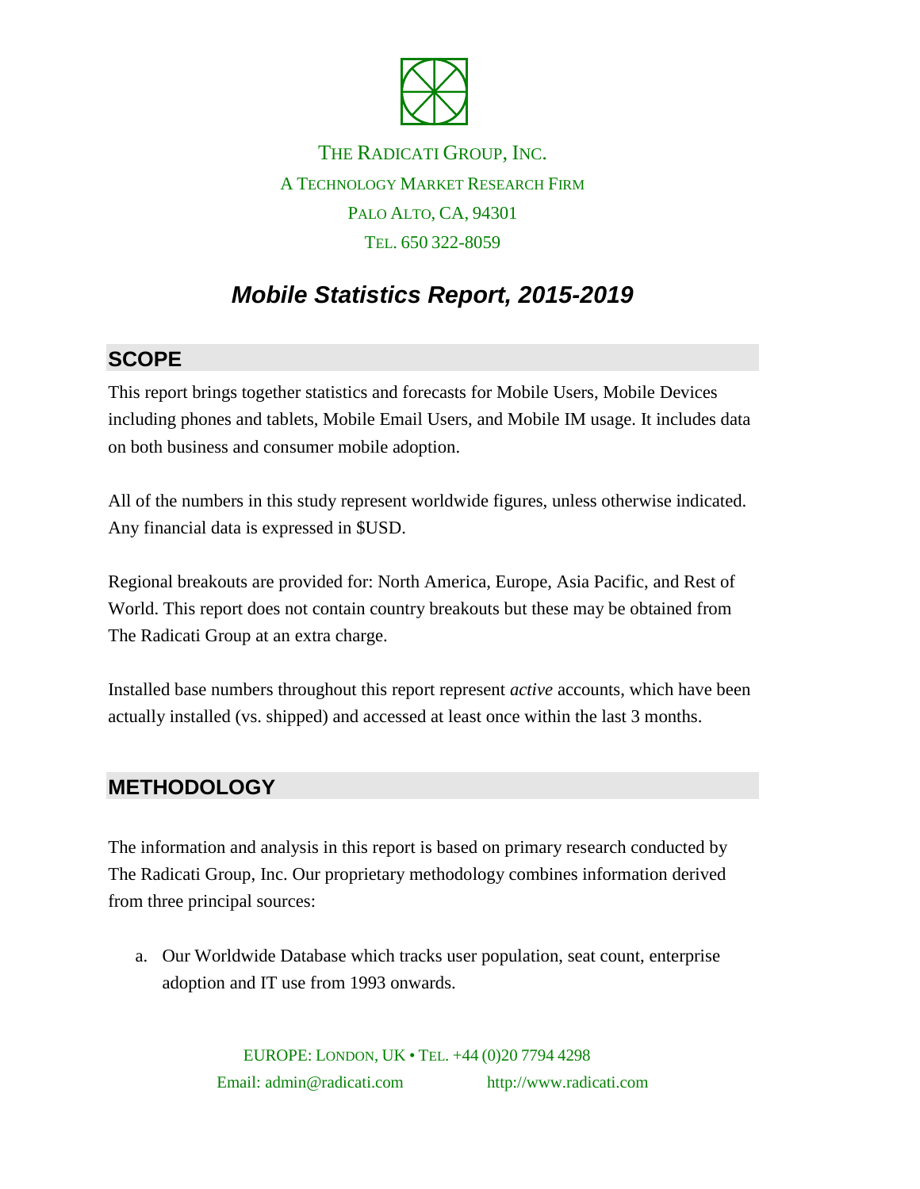THE RADICATI GROUP, INC.

A TECHNOLOGY MARKET RESEARCH FIRM

PALO ALTO, CA, 94301

TEL. 650 322-8059

# *Mobile Statistics Report, 2015-2019*

## SCOPE

This report brings together statistics and forecasts for Mobile Users, Mobile Devices including phones and tablets, Mobile Email Users, and Mobile IM usage. It includes data on both business and consumer mobile adoption.

All of the numbers in this study represent worldwide figures, unless otherwise indicated. Any financial data is expressed in $USD.

Regional breakouts are provided for: North America, Europe, Asia Pacific, and Rest of World. This report does not contain country breakouts but these may be obtained from The Radicati Group at an extra charge.

Installed base numbers throughout this report represent *active* accounts, which have been actually installed (vs. shipped) and accessed at least once within the last 3 months.

## METHODOLOGY

The information and analysis in this report is based on primary research conducted by The Radicati Group, Inc. Our proprietary methodology combines information derived from three principal sources:

a. Our Worldwide Database which tracks user population, seat count, enterprise adoption and IT use from 1993 onwards.

EUROPE: LONDON, UK • TEL. +44 (0)20 7794 4298

Email: admin@radicati.com http://www.radicati.com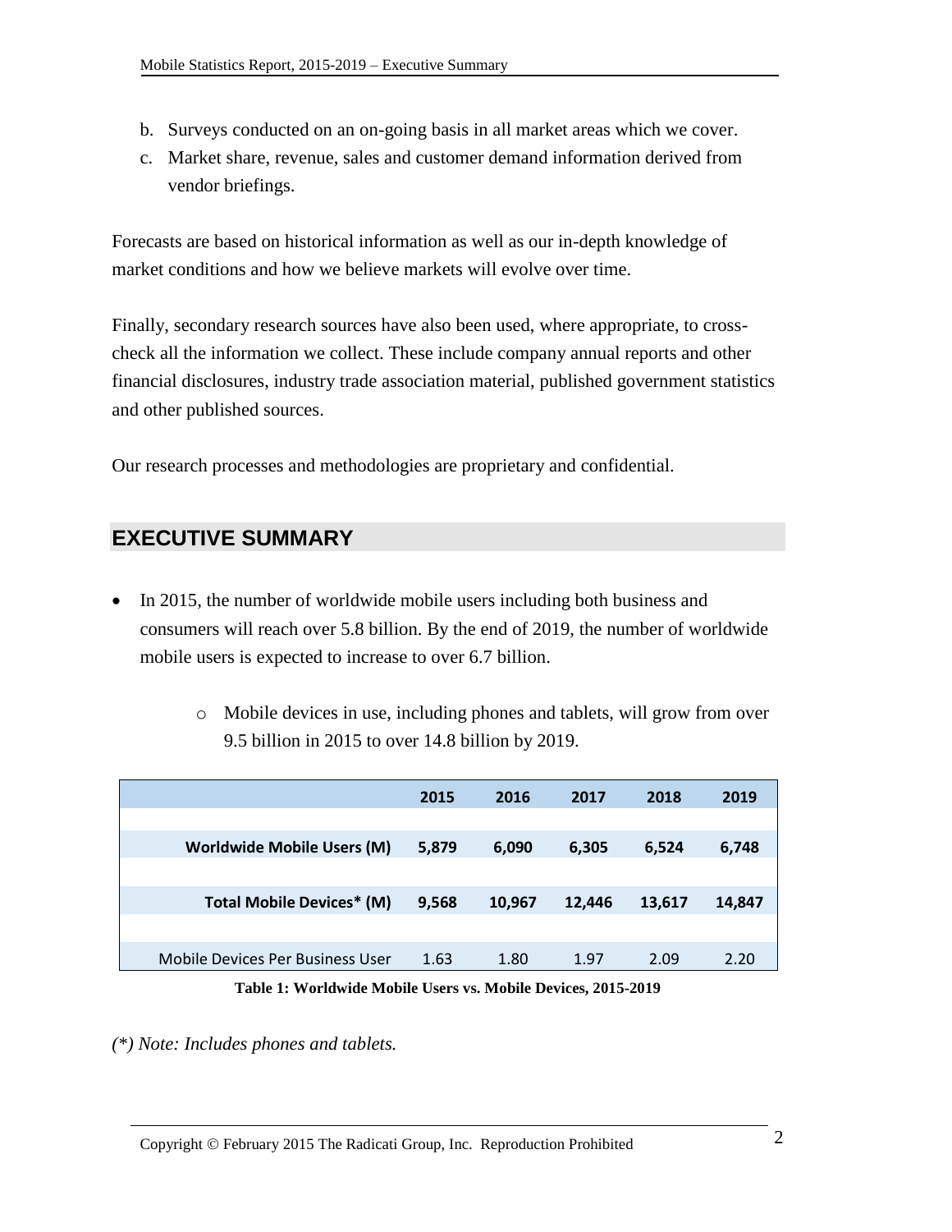b. Surveys conducted on an on-going basis in all market areas which we cover.
c. Market share, revenue, sales and customer demand information derived from vendor briefings.

Forecasts are based on historical information as well as our in-depth knowledge of market conditions and how we believe markets will evolve over time.

Finally, secondary research sources have also been used, where appropriate, to cross-check all the information we collect. These include company annual reports and other financial disclosures, industry trade association material, published government statistics and other published sources.

Our research processes and methodologies are proprietary and confidential.

## EXECUTIVE SUMMARY

- In 2015, the number of worldwide mobile users including both business and consumers will reach over 5.8 billion. By the end of 2019, the number of worldwide mobile users is expected to increase to over 6.7 billion.
  - Mobile devices in use, including phones and tablets, will grow from over 9.5 billion in 2015 to over 14.8 billion by 2019.

| | 2015 | 2016 | 2017 | 2018 | 2019 |
|---|---|---|---|---|---|
| **Worldwide Mobile Users (M)** | **5,879** | **6,090** | **6,305** | **6,524** | **6,748** |
| **Total Mobile Devices* (M)** | **9,568** | **10,967** | **12,446** | **13,617** | **14,847** |
| Mobile Devices Per Business User | 1.63 | 1.80 | 1.97 | 2.09 | 2.20 |

**Table 1: Worldwide Mobile Users vs. Mobile Devices, 2015-2019**

*(*) Note: Includes phones and tablets.*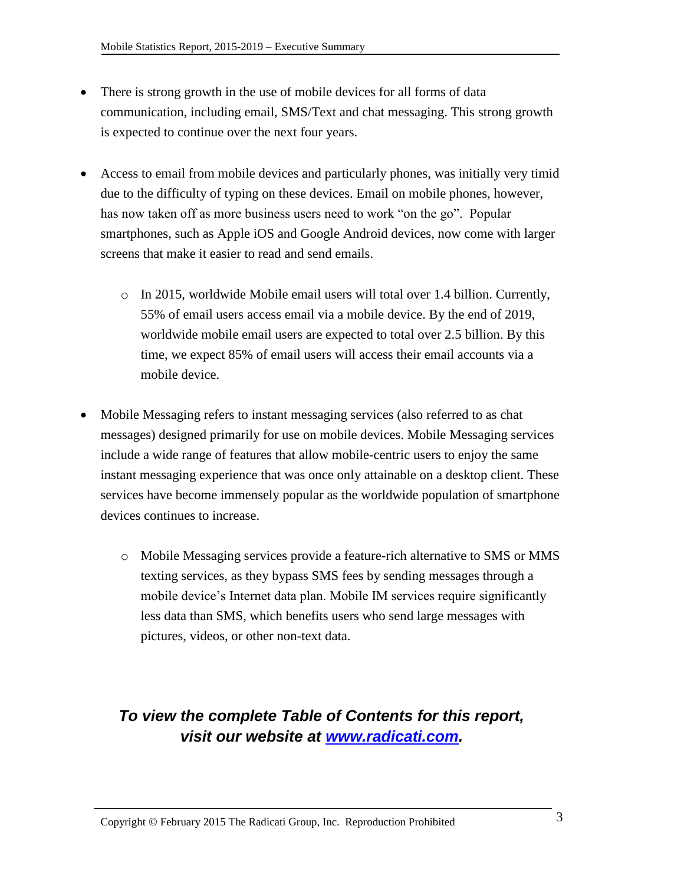- There is strong growth in the use of mobile devices for all forms of data communication, including email, SMS/Text and chat messaging. This strong growth is expected to continue over the next four years.

- Access to email from mobile devices and particularly phones, was initially very timid due to the difficulty of typing on these devices. Email on mobile phones, however, has now taken off as more business users need to work "on the go". Popular smartphones, such as Apple iOS and Google Android devices, now come with larger screens that make it easier to read and send emails.

    - In 2015, worldwide Mobile email users will total over 1.4 billion. Currently, 55% of email users access email via a mobile device. By the end of 2019, worldwide mobile email users are expected to total over 2.5 billion. By this time, we expect 85% of email users will access their email accounts via a mobile device.

- Mobile Messaging refers to instant messaging services (also referred to as chat messages) designed primarily for use on mobile devices. Mobile Messaging services include a wide range of features that allow mobile-centric users to enjoy the same instant messaging experience that was once only attainable on a desktop client. These services have become immensely popular as the worldwide population of smartphone devices continues to increase.

    - Mobile Messaging services provide a feature-rich alternative to SMS or MMS texting services, as they bypass SMS fees by sending messages through a mobile device's Internet data plan. Mobile IM services require significantly less data than SMS, which benefits users who send large messages with pictures, videos, or other non-text data.

***To view the complete Table of Contents for this report, visit our website at [www.radicati.com](www.radicati.com).***

Copyright © February 2015 The Radicati Group, Inc. Reproduction Prohibited